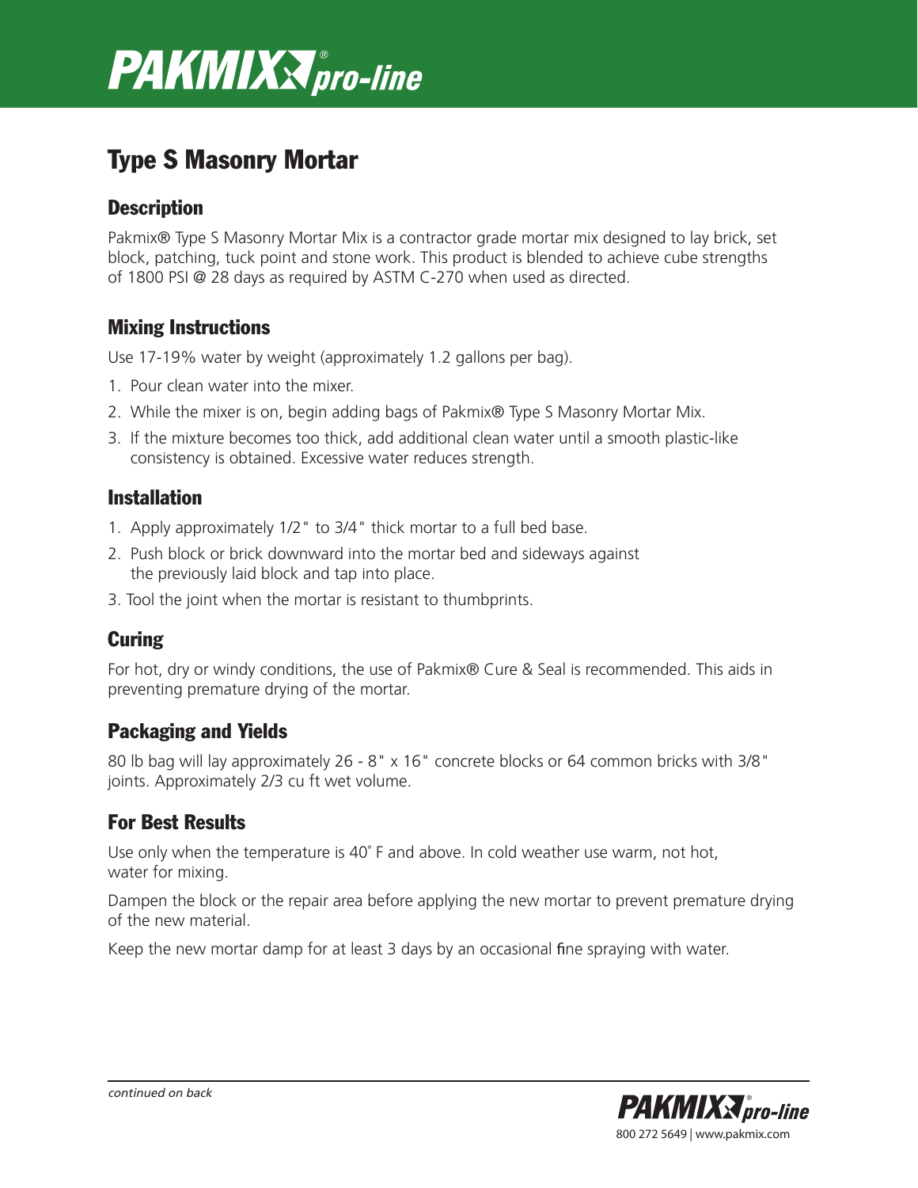# PAKMIX® pro-line

## Type S Masonry Mortar

### Description

Pakmix® Type S Masonry Mortar Mix is a contractor grade mortar mix designed to lay brick, set block, patching, tuck point and stone work. This product is blended to achieve cube strengths of 1800 PSI @ 28 days as required by ASTM C-270 when used as directed.

### Mixing Instructions

Use 17-19% water by weight (approximately 1.2 gallons per bag).

1. Pour clean water into the mixer.
2. While the mixer is on, begin adding bags of Pakmix® Type S Masonry Mortar Mix.
3. If the mixture becomes too thick, add additional clean water until a smooth plastic-like consistency is obtained. Excessive water reduces strength.

### Installation

1. Apply approximately 1/2" to 3/4" thick mortar to a full bed base.
2. Push block or brick downward into the mortar bed and sideways against the previously laid block and tap into place.
3. Tool the joint when the mortar is resistant to thumbprints.

### Curing

For hot, dry or windy conditions, the use of Pakmix® Cure & Seal is recommended. This aids in preventing premature drying of the mortar.

### Packaging and Yields

80 lb bag will lay approximately 26 - 8" x 16" concrete blocks or 64 common bricks with 3/8" joints. Approximately 2/3 cu ft wet volume.

### For Best Results

Use only when the temperature is 40˚ F and above. In cold weather use warm, not hot, water for mixing.

Dampen the block or the repair area before applying the new mortar to prevent premature drying of the new material.

Keep the new mortar damp for at least 3 days by an occasional fine spraying with water.

*continued on back*

PAKMIX® pro-line
800 272 5649 | www.pakmix.com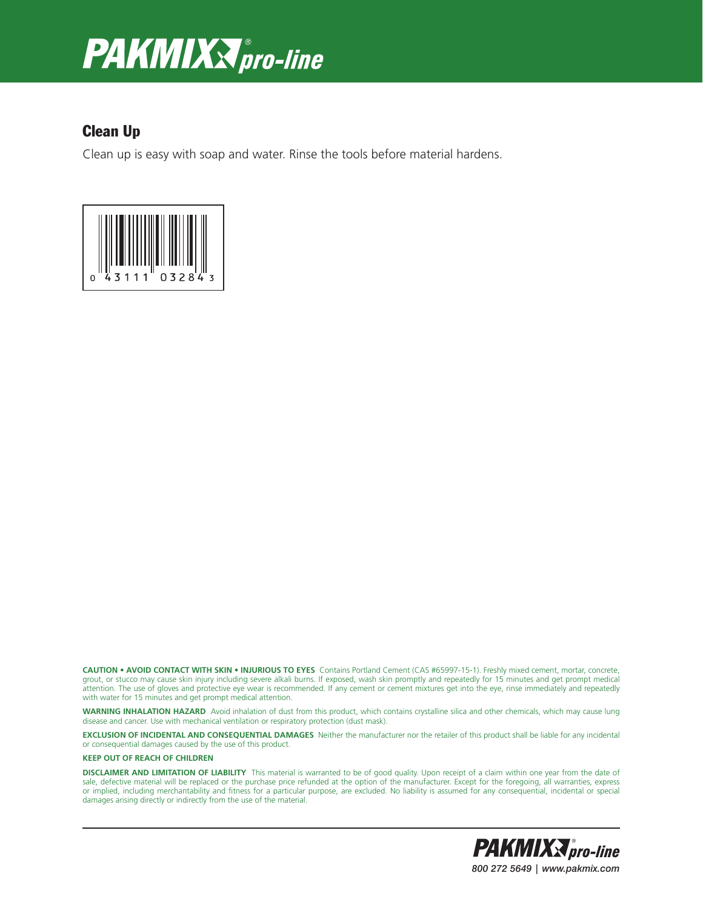## Clean Up

Clean up is easy with soap and water. Rinse the tools before material hardens.

0 43111 03284 3

**CAUTION • AVOID CONTACT WITH SKIN • INJURIOUS TO EYES** Contains Portland Cement (CAS #65997-15-1). Freshly mixed cement, mortar, concrete, grout, or stucco may cause skin injury including severe alkali burns. If exposed, wash skin promptly and repeatedly for 15 minutes and get prompt medical attention. The use of gloves and protective eye wear is recommended. If any cement or cement mixtures get into the eye, rinse immediately and repeatedly with water for 15 minutes and get prompt medical attention.

**WARNING INHALATION HAZARD** Avoid inhalation of dust from this product, which contains crystalline silica and other chemicals, which may cause lung disease and cancer. Use with mechanical ventilation or respiratory protection (dust mask).

**EXCLUSION OF INCIDENTAL AND CONSEQUENTIAL DAMAGES** Neither the manufacturer nor the retailer of this product shall be liable for any incidental or consequential damages caused by the use of this product.

**KEEP OUT OF REACH OF CHILDREN**

**DISCLAIMER AND LIMITATION OF LIABILITY** This material is warranted to be of good quality. Upon receipt of a claim within one year from the date of sale, defective material will be replaced or the purchase price refunded at the option of the manufacturer. Except for the foregoing, all warranties, express or implied, including merchantability and fitness for a particular purpose, are excluded. No liability is assumed for any consequential, incidental or special damages arising directly or indirectly from the use of the material.

PAKMIX® pro-line

*800 272 5649 | www.pakmix.com*